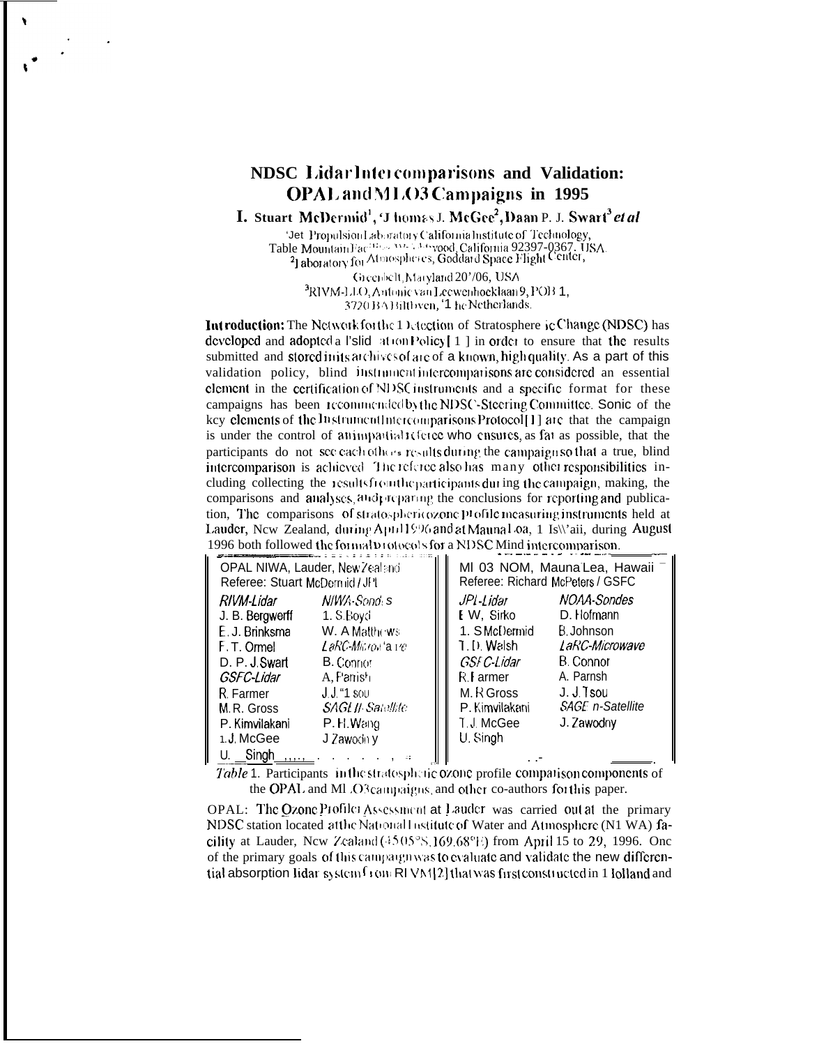# NDSC Lidar Intercomparisons and Validation: OPAL and MLO3 Campaigns in 1995

**I. Stuart McDermid[1], Thomas J. McGee[2], Daan P. J. Swart[3] *et al***

[1]Jet Propulsion Laboratory California Institute of Technology, Table Mountain Facility, Wrightwood, California 92397-0367, USA.
[2]Laboratory for Atmospheres, Goddard Space Flight Center, Greenbelt, Maryland 20706, USA
[3]RIVM-LLO, Antonie van Leeuwenhoeklaan 9, POB 1, 3720 BA Bilthoven, The Netherlands.

**Introduction:** The Network for the Detection of Stratospheric Change (NDSC) has developed and adopted a Validation Policy [1] in order to ensure that the results submitted and stored in its archives are of a known, high quality. As a part of this validation policy, blind instrument intercomparisons are considered an essential element in the certification of NDSC instruments and a specific format for these campaigns has been recommended by the NDSC-Steering Committee. Some of the key elements of the Instrument Intercomparisons Protocol [1] are that the campaign is under the control of an impartial referee who ensures, as far as possible, that the participants do not see each others results during the campaign so that a true, blind intercomparison is achieved. The referee also has many other responsibilities including collecting the results from the participants during the campaign, making the comparisons and analyses, and preparing the conclusions for reporting and publication. The comparisons of stratospheric ozone profile measuring instruments held at Lauder, New Zealand, during April 1996 and at Mauna Loa, Hawaii, during August 1996 both followed the formal protocols for a NDSC blind intercomparison.

| OPAL NIWA, Lauder, New Zealand | | MLO3 NOAA, Mauna Loa, Hawaii | |
|---|---|---|---|
| Referee: Stuart McDermid / JPL | | Referee: Richard McPeters / GSFC | |
| *RIVM-Lidar* | *NIWA-Sondes* | *JPL-Lidar* | *NOAA-Sondes* |
| J. B. Bergwerff | I. S. Boyd | E. W. Sirko | D. Hofmann |
| E. J. Brinksma | W. A. Matthews | I. S. McDermid | B. Johnson |
| F. T. Ormel | *LaRC-Microwave* | T. D. Walsh | *LaRC-Microwave* |
| D. P. J. Swart | B. Connor | *GSFC-Lidar* | B. Connor |
| *GSFC-Lidar* | A. Parrish | R. Farmer | A. Parrish |
| R. Farmer | J. J. Tsou | M. R. Gross | J. J. Tsou |
| M. R. Gross | *SAGE II-Satellite* | P. Kimvilakani | *SAGE II-Satellite* |
| P. Kimvilakani | P. H. Wang | T. J. McGee | J. Zawodny |
| T. J. McGee | J. Zawodny | U. Singh | |
| U. Singh | | | |

*Table* 1. Participants in the stratospheric ozone profile comparison components of the OPAL and MLO3 campaigns, and other co-authors for this paper.

OPAL: The Ozone Profiler Assessment at Lauder was carried out at the primary NDSC station located at the National Institute of Water and Atmosphere (NIWA) facility at Lauder, New Zealand (45.05°S, 169.68°E) from April 15 to 29, 1996. One of the primary goals of this campaign was to evaluate and validate the new differential absorption lidar system from RIVM [2] that was first constructed in Holland and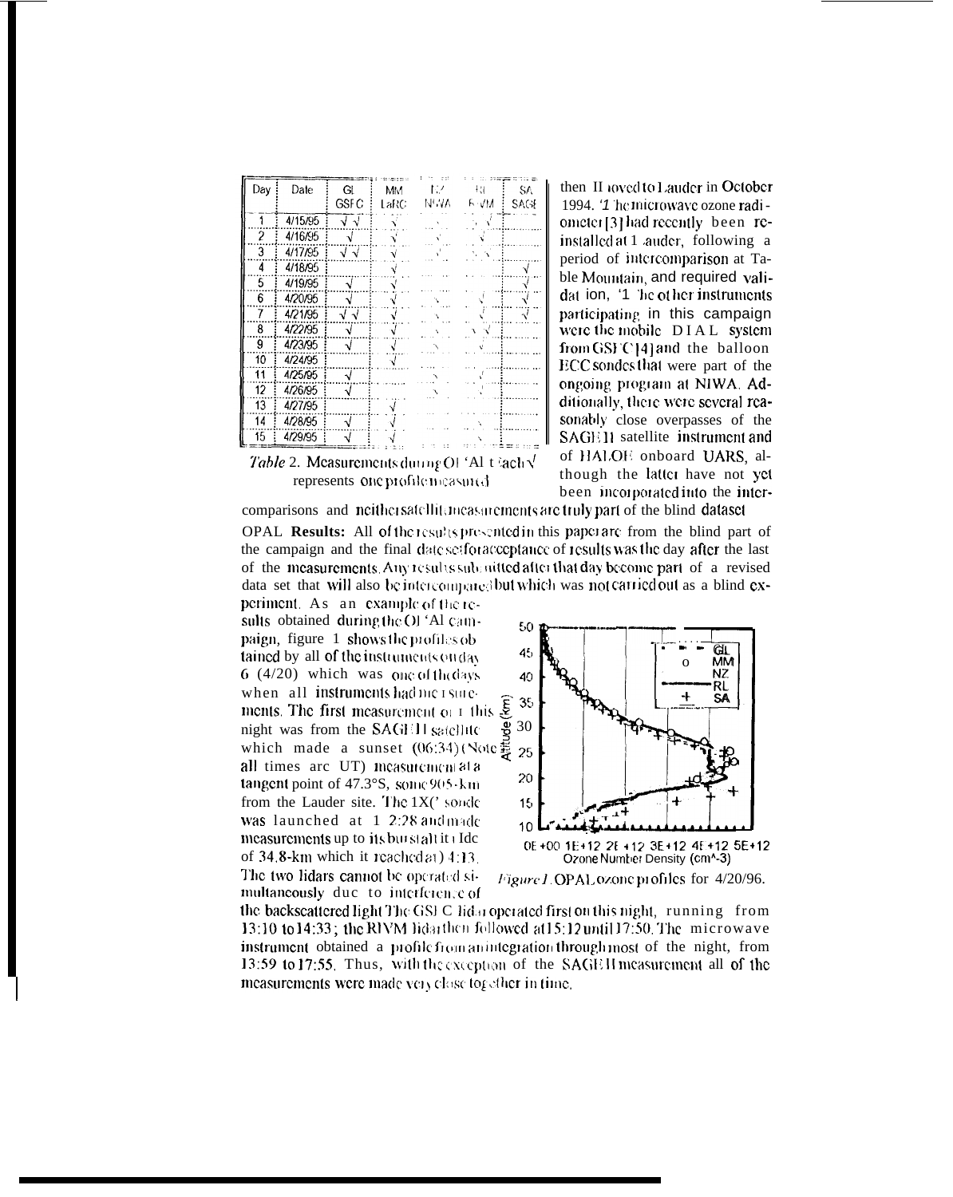| Day | Date | GL GSFC | MM LaRC | NZ NIWA | RL RIVM | SA SAGE |
|---|---|---|---|---|---|---|
| 1 | 4/15/95 | √ √ | √ | √ | √ √ | |
| 2 | 4/16/95 | √ | √ | √ | √ | |
| 3 | 4/17/95 | √ √ | √ | √ | √ √ | |
| 4 | 4/18/95 | | √ | | | √ |
| 5 | 4/19/95 | √ | √ | | | √ |
| 6 | 4/20/95 | √ | √ | √ | √ | √ |
| 7 | 4/21/95 | √ √ | √ | √ | √ | √ |
| 8 | 4/22/95 | √ | √ | √ | √ √ | |
| 9 | 4/23/95 | √ | √ | √ | √ | |
| 10 | 4/24/95 | | √ | | | |
| 11 | 4/25/95 | √ | | √ | √ | |
| 12 | 4/26/95 | √ | | √ | √ | |
| 13 | 4/27/95 | | √ | | | |
| 14 | 4/28/95 | √ | √ | | √ | |
| 15 | 4/29/95 | √ | √ | | √ | |

*Table* 2. Measurements during OPAL. Each √ represents one profile measured.

then moved to Lauder in October 1994. The microwave ozone radiometer [3] had recently been reinstalled at Lauder, following a period of intercomparison at Table Mountain, and required validation. The other instruments participating in this campaign were the mobile DIAL system from GSFC [4] and the balloon ECC sondes that were part of the ongoing program at NIWA. Additionally, there were several reasonably close overpasses of the SAGE II satellite instrument and of HALOE onboard UARS, although the latter have not yet been incorporated into the intercomparisons and neither satellite measurements are truly part of the blind dataset.

**OPAL Results:** All of the results presented in this paper are from the blind part of the campaign and the final date set for acceptance of results was the day after the last of the measurements. Any results submitted after that day become part of a revised data set that will also be intercompared but which was not carried out as a blind experiment. As an example of the results obtained during the OPAL campaign, figure 1 shows the profiles obtained by all of the instruments on day 6 (4/20) which was one of the days when all instruments had measurements. The first measurement on this night was from the SAGE II satellite which made a sunset (06:34) (Note all times are UT) measurement at a tangent point of 47.3°S, some 905-km from the Lauder site. The ECC sonde was launched at 12:28 and made measurements up to its burst altitude of 34.8-km which it reached at 14:13. The two lidars cannot be operated simultaneously due to interference of the backscattered light. The GSFC lidar operated first on this night, running from 13:10 to 14:33; the RIVM lidar then followed at 15:12 until 17:50. The microwave instrument obtained a profile from an integration through most of the night, from 13:59 to 17:55. Thus, with the exception of the SAGE II measurement all of the measurements were made very close together in time.

*Figure 1.* OPAL ozone profiles for 4/20/96.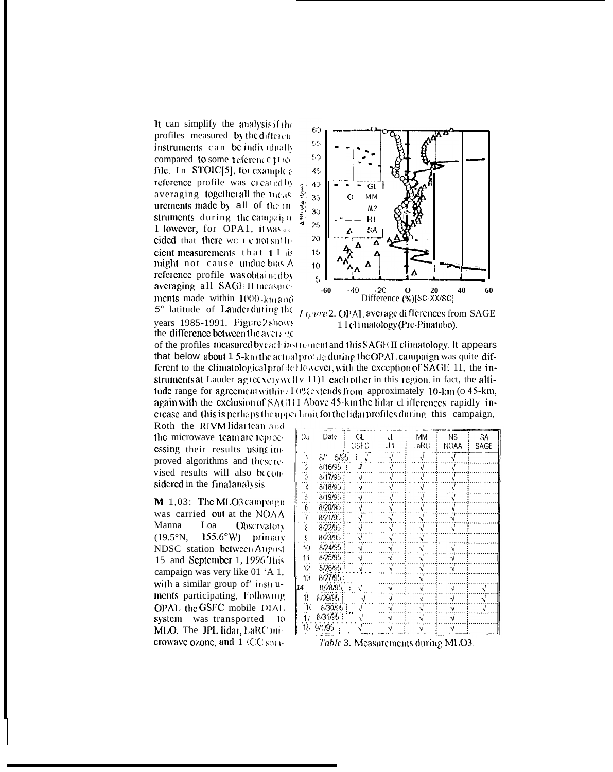It can simplify the analysis of the profiles measured by the different instruments can be individually compared to some reference profile. In STOIC[5], for example a reference profile was created by averaging together all the measurements made by all of the instruments during the campaign. However, for OPA1, it was decided that there were not sufficient measurements that this might not cause undue bias. A reference profile was obtained by averaging all SAGE II measurements made within 1000-km and 5° latitude of Lauder during the years 1985-1991. Figure 2 shows the difference between the average of the profiles measured by each instrument and this SAGE II climatology. It appears that below about 15-km the actual profile during the OPAL campaign was quite different to the climatological profile. However, with the exception of SAGE II, the instruments at Lauder agree very well with each other in this region. in fact, the altitude range for agreement within 10% extends from approximately 10-km to 45-km, again with the exclusion of SAGE II. Above 45-km the lidar differences rapidly increase and this is perhaps the upper limit for the lidar profiles during this campaign. Both the RIVM lidar team and the microwave team are reprocessing their results using improved algorithms and these revised results will also be considered in the final analysis.

*Figure* 2. OPAL average differences from SAGE II climatology (Pre-Pinatubo).

**MLO3:** The MLO3 campaign was carried out at the NOAA Mauna Loa Observatory (19.5°N, 155.6°W) primary NDSC station between August 15 and September 1, 1995. This campaign was very like OPAL, with a similar group of instruments participating. Following OPAL the GSFC mobile DIAL system was transported to MLO. The JPL lidar, LaRC microwave ozone, and NOAA ECC sonde

| Day | Date | GL GSFC | JL JPL | MM LaRC | NS NOAA | SA SAGE |
|---|---|---|---|---|---|---|
| 1 | 8/15/95 | √ | √ | √ | √ | |
| 2 | 8/16/95 | √ | √ | √ | √ | |
| 3 | 8/17/95 | √ | √ | √ | √ | |
| 4 | 8/18/95 | √ | √ | √ | √ | |
| 5 | 8/19/95 | √ | √ | √ | √ | |
| 6 | 8/20/95 | √ | √ | √ | √ | |
| 7 | 8/21/95 | √ | √ | √ | √ | |
| 8 | 8/22/95 | √ | √ | √ | √ | |
| 9 | 8/23/95 | √ | √ | √ | | |
| 10 | 8/24/95 | √ | √ | √ | √ | |
| 11 | 8/25/95 | √ | √ | √ | √ | |
| 12 | 8/26/95 | √ | √ | √ | √ | |
| 13 | 8/27/95 | | | √ | | |
| 14 | 8/28/95 | √ | √ | √ | √ | √ |
| 15 | 8/29/95 | √ | √ | √ | √ | √ |
| 16 | 8/30/95 | √ | √ | √ | √ | √ |
| 17 | 8/31/95 | √ | √ | √ | √ | |
| 18 | 9/1/95 | √ | √ | √ | √ | |

*Table* 3. Measurements during MLO3.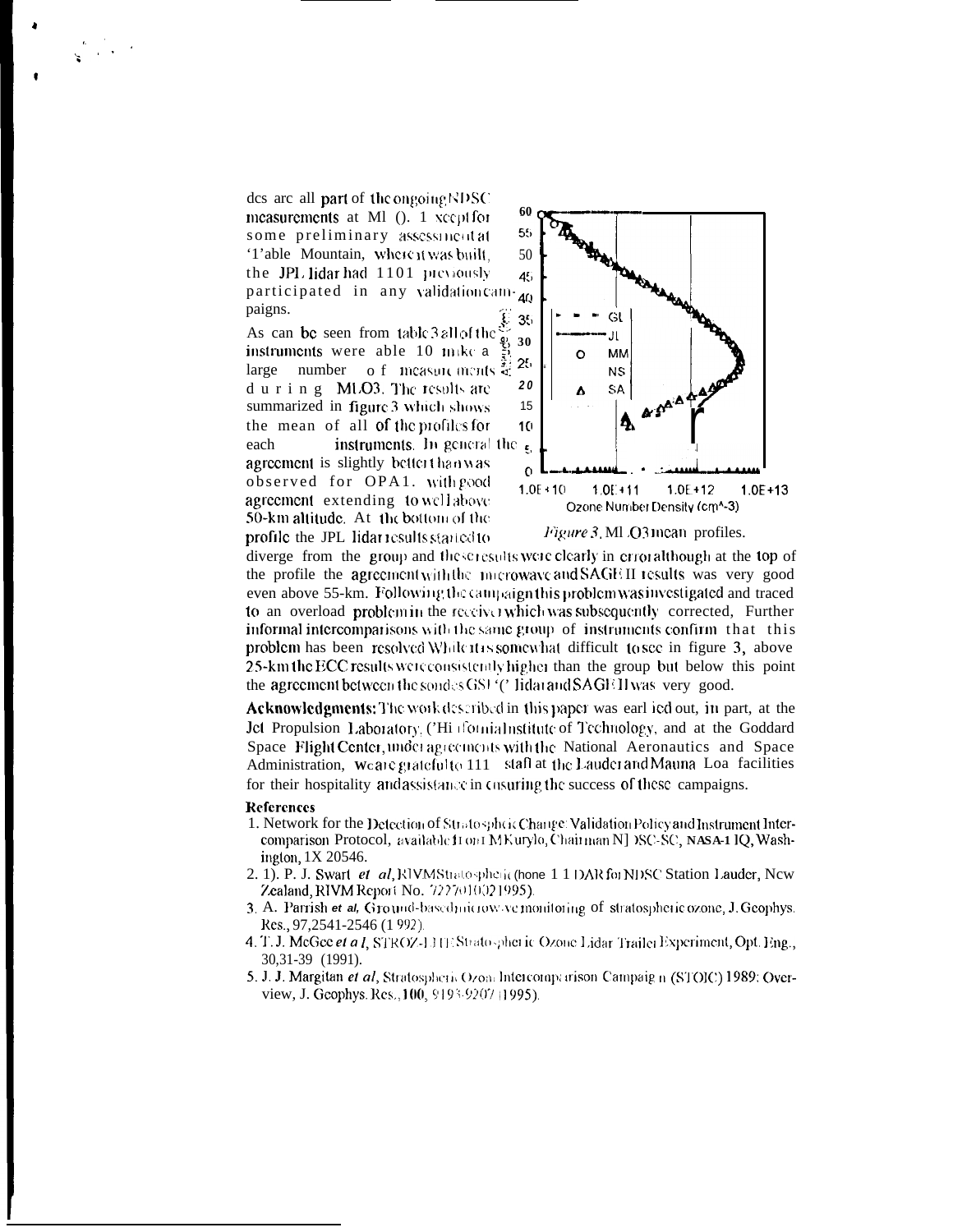des are all part of the ongoing NDSC measurements at MLO. Except for some preliminary assessment at Table Mountain, where it was built, the JPL lidar had not previously participated in any validation campaigns.

As can be seen from table 3 all of the instruments were able to make a large number of measurements during MLO3. The results are summarized in figure 3 which shows the mean of all of the profiles for each instruments. In general the agreement is slightly better than was observed for OPA1. with good agreement extending to well above 50-km altitude. At the bottom of the profile the JPL lidar results started to diverge from the group and these results were clearly in error although at the top of the profile the agreement with the microwave and SAGE II results was very good even above 55-km. Following the campaign this problem was investigated and traced to an overload problem in the receiver which was subsequently corrected, Further informal intercomparisons with the same group of instruments confirm that this problem has been resolved While it is somewhat difficult to see in figure 3, above 25-km the ECC results were consistently higher than the group but below this point the agreement between the sondes GSFC lidar and SAGE II was very good.

60
55
50
45
40
35
30
25
20
15
10
5
0
1.0E+10 1.0E+11 1.0E+12 1.0E+13
Ozone Number Density (cm^-3)
Altitude (km)
GL
JL
MM
NS
SA

*Figure 3.* MLO3 mean profiles.

**Acknowledgments:** The work described in this paper was carried out, in part, at the Jet Propulsion Laboratory, California Institute of Technology, and at the Goddard Space Flight Center, under agreements with the National Aeronautics and Space Administration, We are grateful to the staff at the Lauder and Mauna Loa facilities for their hospitality and assistance in ensuring the success of these campaigns.

**References**

1. Network for the Detection of Stratospheric Change: Validation Policy and Instrument Intercomparison Protocol, available from M Kurylo, Chairman NDSC-SC, NASA-HQ, Washington, DC 20546.
2. D. P. J. Swart *et al*, RIVM Stratospheric Ozone LIDAR for NDSC Station Lauder, New Zealand, RIVM Report No. 722701002 1995).
3. A. Parrish *et al*, Ground-based microwave monitoring of stratospheric ozone, J. Geophys. Res., 97,2541-2546 (1992).
4. T. J. McGee *et al*, STROZ-LITE Stratospheric Ozone Lidar Trailer Experiment, Opt. Eng., 30,31-39 (1991).
5. J. J. Margitan *et al*, Stratospheric Ozone Intercomparison Campaign (STOIC) 1989: Overview, J. Geophys. Res., 100, 9193-9207 (1995).